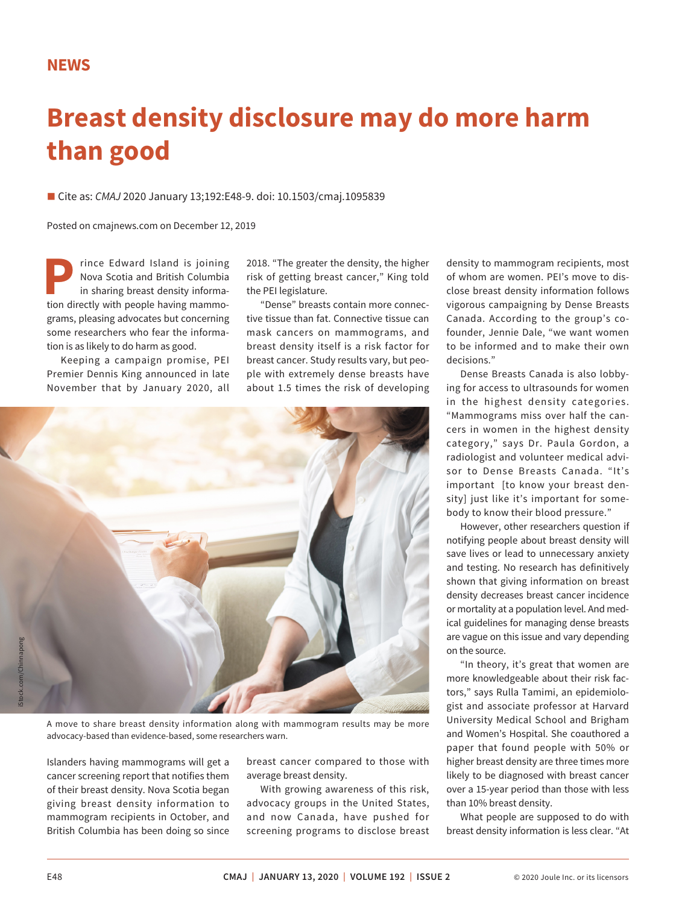NEWS

# Breast density disclosure may do more harm than good

Cite as: *CMAJ* 2020 January 13;192:E48-9. doi: 10.1503/cmaj.1095839

Posted on cmajnews.com on December 12, 2019

Prince Edward Island is joining Nova Scotia and British Columbia in sharing breast density information directly with people having mammograms, pleasing advocates but concerning some researchers who fear the information is as likely to do harm as good.

Keeping a campaign promise, PEI Premier Dennis King announced in late November that by January 2020, all Islanders having mammograms will get a cancer screening report that notifies them of their breast density. Nova Scotia began giving breast density information to mammogram recipients in October, and British Columbia has been doing so since 2018. "The greater the density, the higher risk of getting breast cancer," King told the PEI legislature.

"Dense" breasts contain more connective tissue than fat. Connective tissue can mask cancers on mammograms, and breast density itself is a risk factor for breast cancer. Study results vary, but people with extremely dense breasts have about 1.5 times the risk of developing breast cancer compared to those with average breast density.

With growing awareness of this risk, advocacy groups in the United States, and now Canada, have pushed for screening programs to disclose breast density to mammogram recipients, most of whom are women. PEI's move to disclose breast density information follows vigorous campaigning by Dense Breasts Canada. According to the group's cofounder, Jennie Dale, "we want women to be informed and to make their own decisions."

Dense Breasts Canada is also lobbying for access to ultrasounds for women in the highest density categories. "Mammograms miss over half the cancers in women in the highest density category," says Dr. Paula Gordon, a radiologist and volunteer medical advisor to Dense Breasts Canada. "It's important [to know your breast density] just like it's important for somebody to know their blood pressure."

However, other researchers question if notifying people about breast density will save lives or lead to unnecessary anxiety and testing. No research has definitively shown that giving information on breast density decreases breast cancer incidence or mortality at a population level. And medical guidelines for managing dense breasts are vague on this issue and vary depending on the source.

"In theory, it's great that women are more knowledgeable about their risk factors," says Rulla Tamimi, an epidemiologist and associate professor at Harvard University Medical School and Brigham and Women's Hospital. She coauthored a paper that found people with 50% or higher breast density are three times more likely to be diagnosed with breast cancer over a 15-year period than those with less than 10% breast density.

What people are supposed to do with breast density information is less clear. "At

A move to share breast density information along with mammogram results may be more advocacy-based than evidence-based, some researchers warn.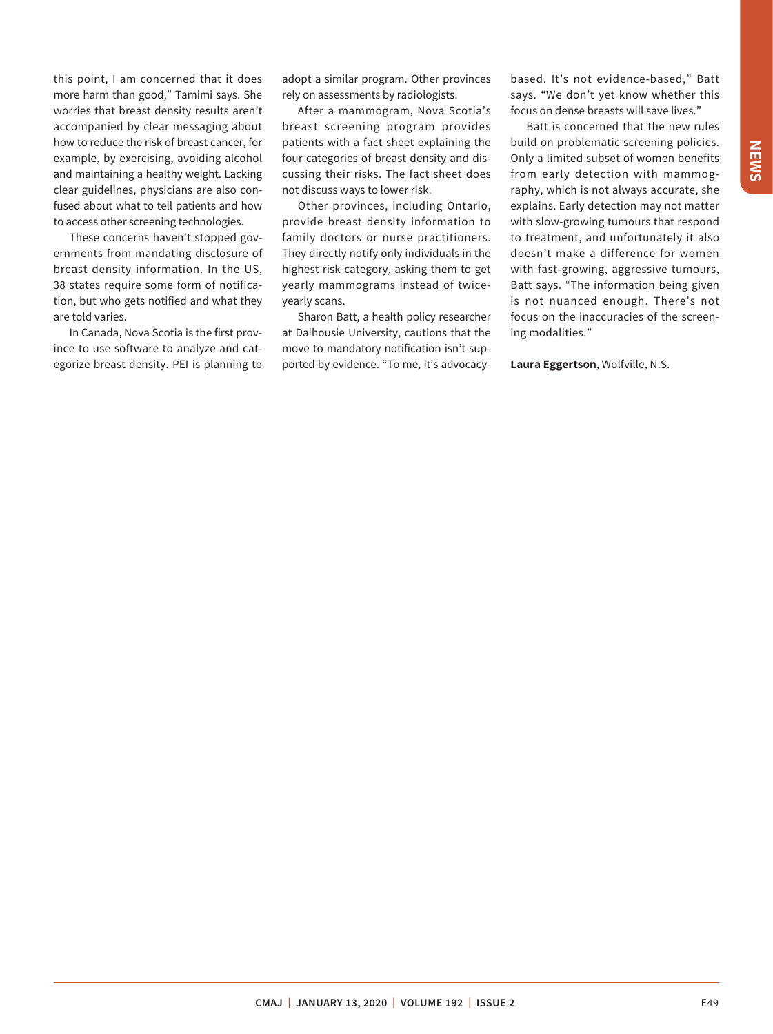this point, I am concerned that it does more harm than good," Tamimi says. She worries that breast density results aren't accompanied by clear messaging about how to reduce the risk of breast cancer, for example, by exercising, avoiding alcohol and maintaining a healthy weight. Lacking clear guidelines, physicians are also confused about what to tell patients and how to access other screening technologies.

These concerns haven't stopped governments from mandating disclosure of breast density information. In the US, 38 states require some form of notification, but who gets notified and what they are told varies.

In Canada, Nova Scotia is the first province to use software to analyze and categorize breast density. PEI is planning to adopt a similar program. Other provinces rely on assessments by radiologists.

After a mammogram, Nova Scotia's breast screening program provides patients with a fact sheet explaining the four categories of breast density and discussing their risks. The fact sheet does not discuss ways to lower risk.

Other provinces, including Ontario, provide breast density information to family doctors or nurse practitioners. They directly notify only individuals in the highest risk category, asking them to get yearly mammograms instead of twice-yearly scans.

Sharon Batt, a health policy researcher at Dalhousie University, cautions that the move to mandatory notification isn't supported by evidence. "To me, it's advocacy-based. It's not evidence-based," Batt says. "We don't yet know whether this focus on dense breasts will save lives."

Batt is concerned that the new rules build on problematic screening policies. Only a limited subset of women benefits from early detection with mammography, which is not always accurate, she explains. Early detection may not matter with slow-growing tumours that respond to treatment, and unfortunately it also doesn't make a difference for women with fast-growing, aggressive tumours, Batt says. "The information being given is not nuanced enough. There's not focus on the inaccuracies of the screening modalities."

**Laura Eggertson**, Wolfville, N.S.